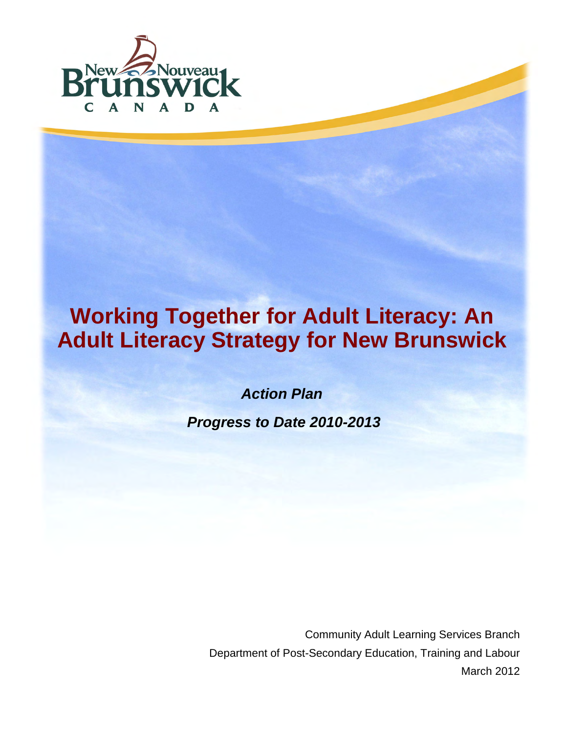New Nouveau Brunswick CANADA

# Working Together for Adult Literacy: An Adult Literacy Strategy for New Brunswick

***Action Plan***

***Progress to Date 2010-2013***

Community Adult Learning Services Branch

Department of Post-Secondary Education, Training and Labour

March 2012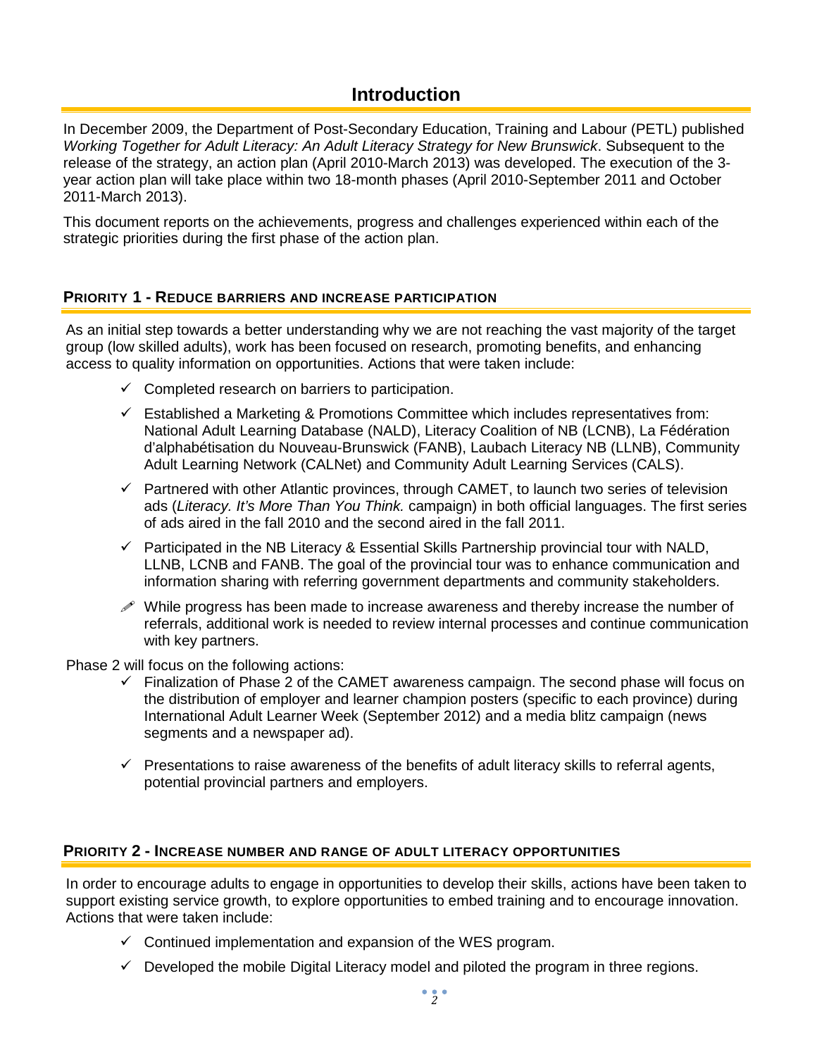# Introduction

In December 2009, the Department of Post-Secondary Education, Training and Labour (PETL) published *Working Together for Adult Literacy: An Adult Literacy Strategy for New Brunswick*. Subsequent to the release of the strategy, an action plan (April 2010-March 2013) was developed. The execution of the 3-year action plan will take place within two 18-month phases (April 2010-September 2011 and October 2011-March 2013).

This document reports on the achievements, progress and challenges experienced within each of the strategic priorities during the first phase of the action plan.

## PRIORITY 1 - REDUCE BARRIERS AND INCREASE PARTICIPATION

As an initial step towards a better understanding why we are not reaching the vast majority of the target group (low skilled adults), work has been focused on research, promoting benefits, and enhancing access to quality information on opportunities. Actions that were taken include:

- ✓ Completed research on barriers to participation.
- ✓ Established a Marketing & Promotions Committee which includes representatives from: National Adult Learning Database (NALD), Literacy Coalition of NB (LCNB), La Fédération d'alphabétisation du Nouveau-Brunswick (FANB), Laubach Literacy NB (LLNB), Community Adult Learning Network (CALNet) and Community Adult Learning Services (CALS).
- ✓ Partnered with other Atlantic provinces, through CAMET, to launch two series of television ads (*Literacy. It's More Than You Think.* campaign) in both official languages. The first series of ads aired in the fall 2010 and the second aired in the fall 2011.
- ✓ Participated in the NB Literacy & Essential Skills Partnership provincial tour with NALD, LLNB, LCNB and FANB. The goal of the provincial tour was to enhance communication and information sharing with referring government departments and community stakeholders.
- ✎ While progress has been made to increase awareness and thereby increase the number of referrals, additional work is needed to review internal processes and continue communication with key partners.

Phase 2 will focus on the following actions:

- ✓ Finalization of Phase 2 of the CAMET awareness campaign. The second phase will focus on the distribution of employer and learner champion posters (specific to each province) during International Adult Learner Week (September 2012) and a media blitz campaign (news segments and a newspaper ad).
- ✓ Presentations to raise awareness of the benefits of adult literacy skills to referral agents, potential provincial partners and employers.

## PRIORITY 2 - INCREASE NUMBER AND RANGE OF ADULT LITERACY OPPORTUNITIES

In order to encourage adults to engage in opportunities to develop their skills, actions have been taken to support existing service growth, to explore opportunities to embed training and to encourage innovation. Actions that were taken include:

- ✓ Continued implementation and expansion of the WES program.
- ✓ Developed the mobile Digital Literacy model and piloted the program in three regions.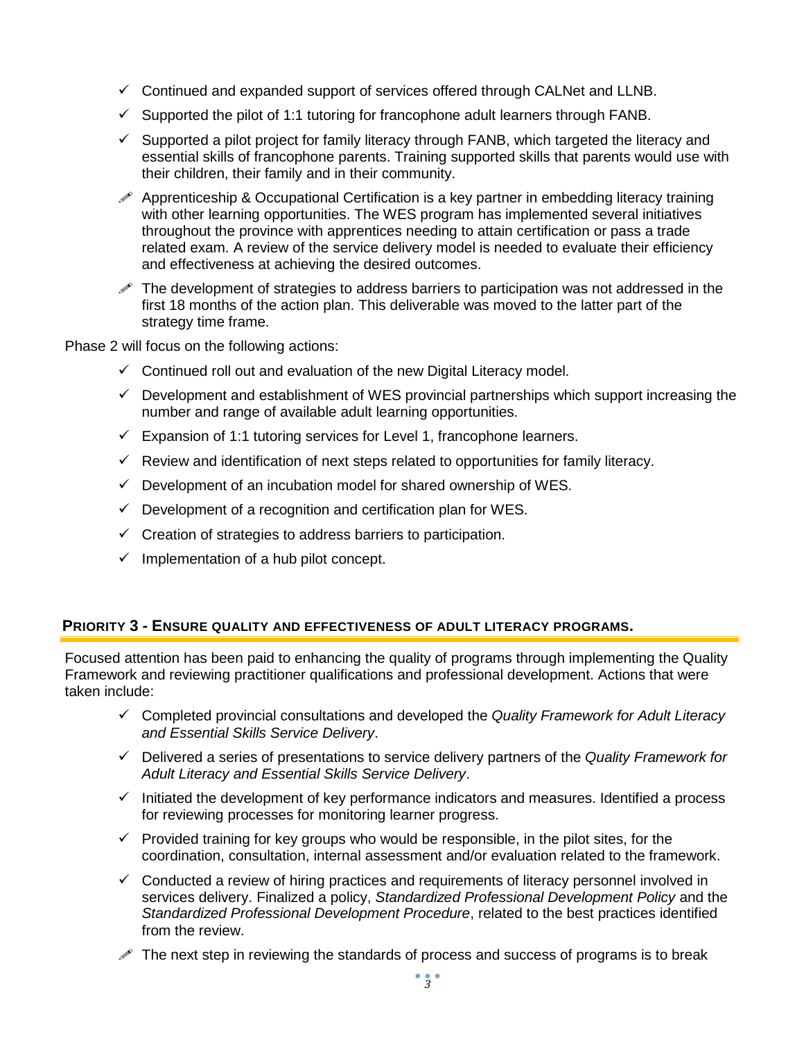- ✓ Continued and expanded support of services offered through CALNet and LLNB.
- ✓ Supported the pilot of 1:1 tutoring for francophone adult learners through FANB.
- ✓ Supported a pilot project for family literacy through FANB, which targeted the literacy and essential skills of francophone parents. Training supported skills that parents would use with their children, their family and in their community.
- ✎ Apprenticeship & Occupational Certification is a key partner in embedding literacy training with other learning opportunities. The WES program has implemented several initiatives throughout the province with apprentices needing to attain certification or pass a trade related exam. A review of the service delivery model is needed to evaluate their efficiency and effectiveness at achieving the desired outcomes.
- ✎ The development of strategies to address barriers to participation was not addressed in the first 18 months of the action plan. This deliverable was moved to the latter part of the strategy time frame.

Phase 2 will focus on the following actions:

- ✓ Continued roll out and evaluation of the new Digital Literacy model.
- ✓ Development and establishment of WES provincial partnerships which support increasing the number and range of available adult learning opportunities.
- ✓ Expansion of 1:1 tutoring services for Level 1, francophone learners.
- ✓ Review and identification of next steps related to opportunities for family literacy.
- ✓ Development of an incubation model for shared ownership of WES.
- ✓ Development of a recognition and certification plan for WES.
- ✓ Creation of strategies to address barriers to participation.
- ✓ Implementation of a hub pilot concept.

## PRIORITY 3 - ENSURE QUALITY AND EFFECTIVENESS OF ADULT LITERACY PROGRAMS.

Focused attention has been paid to enhancing the quality of programs through implementing the Quality Framework and reviewing practitioner qualifications and professional development. Actions that were taken include:

- ✓ Completed provincial consultations and developed the *Quality Framework for Adult Literacy and Essential Skills Service Delivery*.
- ✓ Delivered a series of presentations to service delivery partners of the *Quality Framework for Adult Literacy and Essential Skills Service Delivery*.
- ✓ Initiated the development of key performance indicators and measures. Identified a process for reviewing processes for monitoring learner progress.
- ✓ Provided training for key groups who would be responsible, in the pilot sites, for the coordination, consultation, internal assessment and/or evaluation related to the framework.
- ✓ Conducted a review of hiring practices and requirements of literacy personnel involved in services delivery. Finalized a policy, *Standardized Professional Development Policy* and the *Standardized Professional Development Procedure*, related to the best practices identified from the review.
- ✎ The next step in reviewing the standards of process and success of programs is to break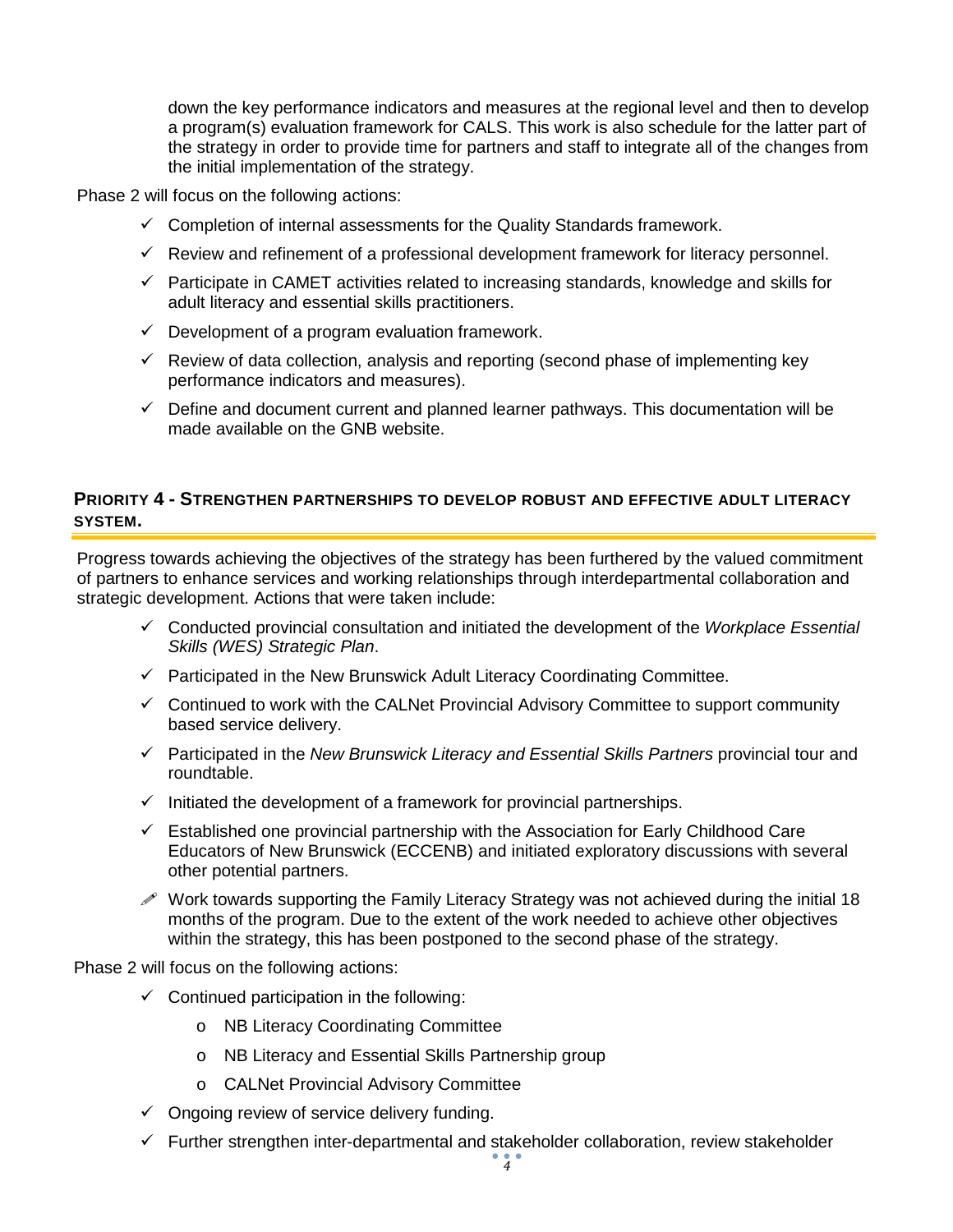down the key performance indicators and measures at the regional level and then to develop a program(s) evaluation framework for CALS. This work is also schedule for the latter part of the strategy in order to provide time for partners and staff to integrate all of the changes from the initial implementation of the strategy.

Phase 2 will focus on the following actions:

- ✓ Completion of internal assessments for the Quality Standards framework.
- ✓ Review and refinement of a professional development framework for literacy personnel.
- ✓ Participate in CAMET activities related to increasing standards, knowledge and skills for adult literacy and essential skills practitioners.
- ✓ Development of a program evaluation framework.
- ✓ Review of data collection, analysis and reporting (second phase of implementing key performance indicators and measures).
- ✓ Define and document current and planned learner pathways. This documentation will be made available on the GNB website.

## PRIORITY 4 - STRENGTHEN PARTNERSHIPS TO DEVELOP ROBUST AND EFFECTIVE ADULT LITERACY SYSTEM.

Progress towards achieving the objectives of the strategy has been furthered by the valued commitment of partners to enhance services and working relationships through interdepartmental collaboration and strategic development. Actions that were taken include:

- ✓ Conducted provincial consultation and initiated the development of the *Workplace Essential Skills (WES) Strategic Plan*.
- ✓ Participated in the New Brunswick Adult Literacy Coordinating Committee.
- ✓ Continued to work with the CALNet Provincial Advisory Committee to support community based service delivery.
- ✓ Participated in the *New Brunswick Literacy and Essential Skills Partners* provincial tour and roundtable.
- ✓ Initiated the development of a framework for provincial partnerships.
- ✓ Established one provincial partnership with the Association for Early Childhood Care Educators of New Brunswick (ECCENB) and initiated exploratory discussions with several other potential partners.
- ✎ Work towards supporting the Family Literacy Strategy was not achieved during the initial 18 months of the program. Due to the extent of the work needed to achieve other objectives within the strategy, this has been postponed to the second phase of the strategy.

Phase 2 will focus on the following actions:

- ✓ Continued participation in the following:
  - NB Literacy Coordinating Committee
  - NB Literacy and Essential Skills Partnership group
  - CALNet Provincial Advisory Committee
- ✓ Ongoing review of service delivery funding.
- ✓ Further strengthen inter-departmental and stakeholder collaboration, review stakeholder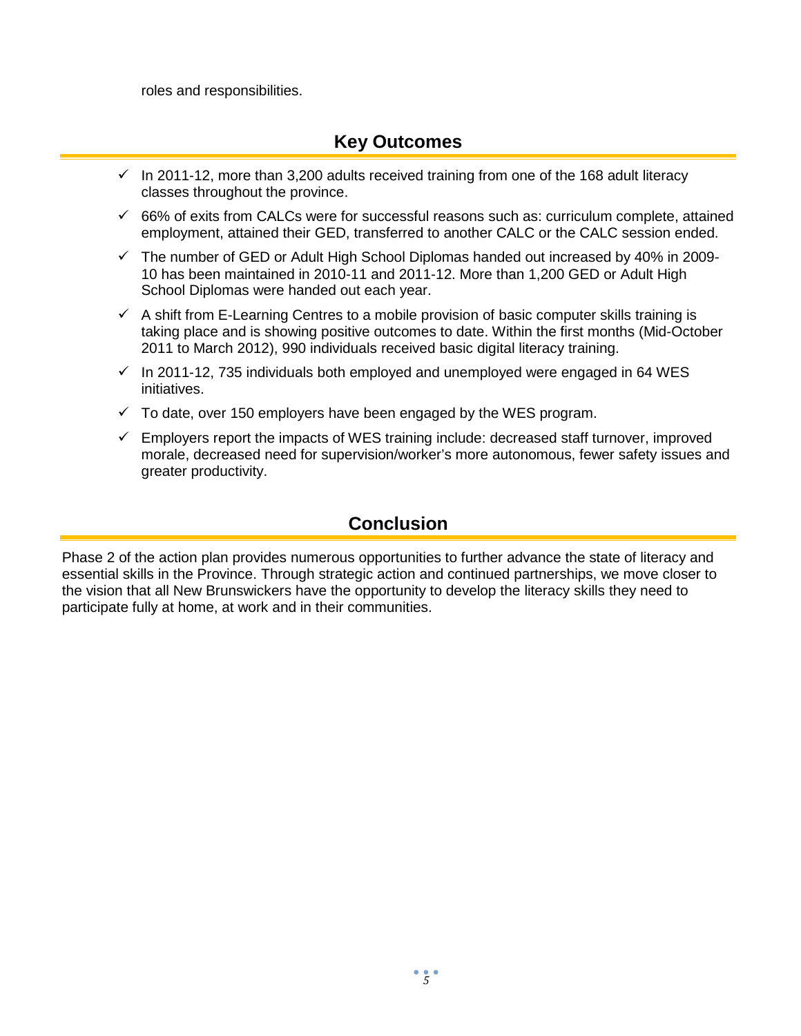roles and responsibilities.

## Key Outcomes

- ✓ In 2011-12, more than 3,200 adults received training from one of the 168 adult literacy classes throughout the province.
- ✓ 66% of exits from CALCs were for successful reasons such as: curriculum complete, attained employment, attained their GED, transferred to another CALC or the CALC session ended.
- ✓ The number of GED or Adult High School Diplomas handed out increased by 40% in 2009-10 has been maintained in 2010-11 and 2011-12. More than 1,200 GED or Adult High School Diplomas were handed out each year.
- ✓ A shift from E-Learning Centres to a mobile provision of basic computer skills training is taking place and is showing positive outcomes to date. Within the first months (Mid-October 2011 to March 2012), 990 individuals received basic digital literacy training.
- ✓ In 2011-12, 735 individuals both employed and unemployed were engaged in 64 WES initiatives.
- ✓ To date, over 150 employers have been engaged by the WES program.
- ✓ Employers report the impacts of WES training include: decreased staff turnover, improved morale, decreased need for supervision/worker's more autonomous, fewer safety issues and greater productivity.

## Conclusion

Phase 2 of the action plan provides numerous opportunities to further advance the state of literacy and essential skills in the Province. Through strategic action and continued partnerships, we move closer to the vision that all New Brunswickers have the opportunity to develop the literacy skills they need to participate fully at home, at work and in their communities.